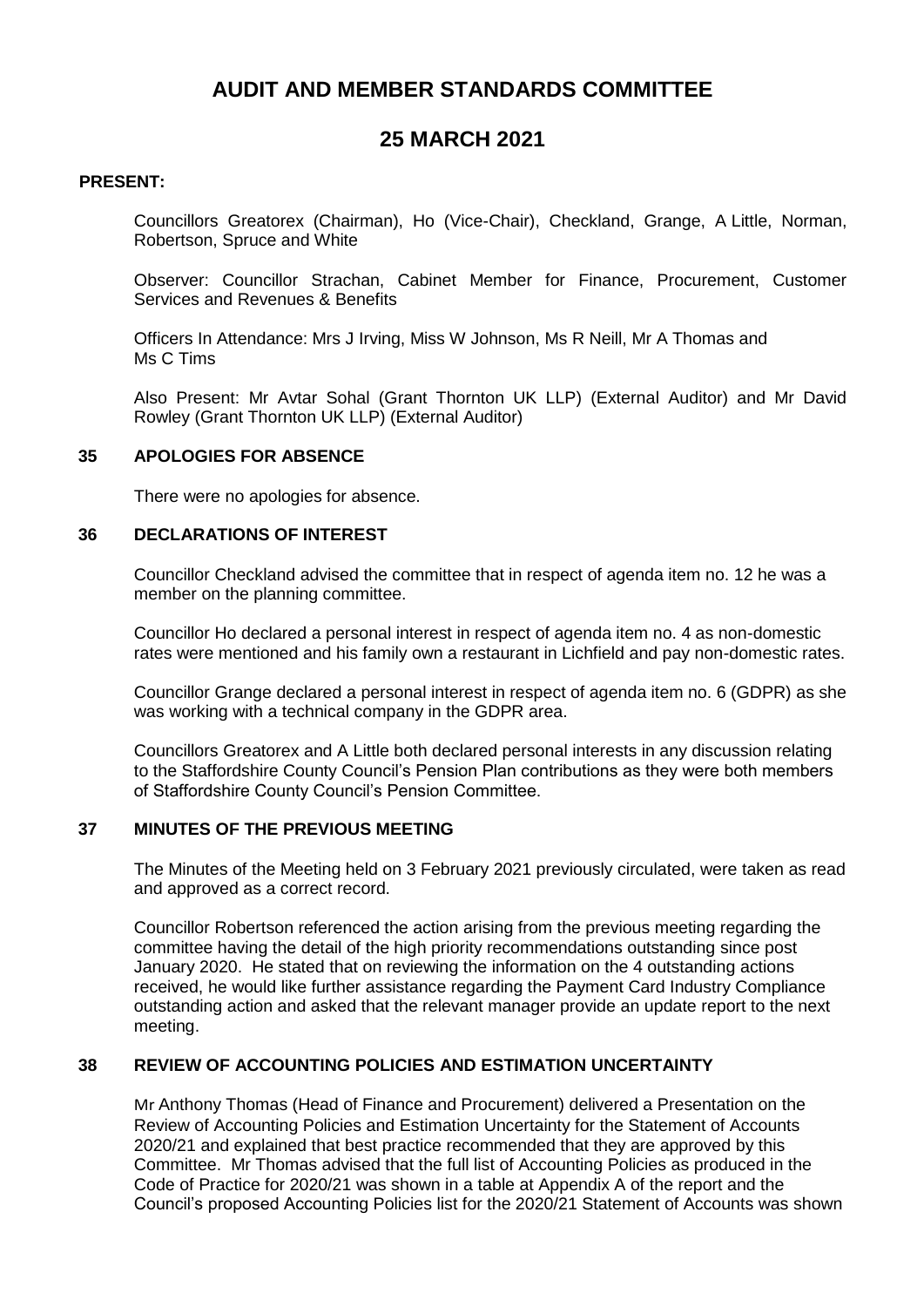# AUDIT AND MEMBER STANDARDS COMMITTEE

# 25 MARCH 2021

**PRESENT:**

Councillors Greatorex (Chairman), Ho (Vice-Chair), Checkland, Grange, A Little, Norman, Robertson, Spruce and White

Observer: Councillor Strachan, Cabinet Member for Finance, Procurement, Customer Services and Revenues & Benefits

Officers In Attendance: Mrs J Irving, Miss W Johnson, Ms R Neill, Mr A Thomas and Ms C Tims

Also Present: Mr Avtar Sohal (Grant Thornton UK LLP) (External Auditor) and Mr David Rowley (Grant Thornton UK LLP) (External Auditor)

## 35 APOLOGIES FOR ABSENCE

There were no apologies for absence.

## 36 DECLARATIONS OF INTEREST

Councillor Checkland advised the committee that in respect of agenda item no. 12 he was a member on the planning committee.

Councillor Ho declared a personal interest in respect of agenda item no. 4 as non-domestic rates were mentioned and his family own a restaurant in Lichfield and pay non-domestic rates.

Councillor Grange declared a personal interest in respect of agenda item no. 6 (GDPR) as she was working with a technical company in the GDPR area.

Councillors Greatorex and A Little both declared personal interests in any discussion relating to the Staffordshire County Council's Pension Plan contributions as they were both members of Staffordshire County Council's Pension Committee.

## 37 MINUTES OF THE PREVIOUS MEETING

The Minutes of the Meeting held on 3 February 2021 previously circulated, were taken as read and approved as a correct record.

Councillor Robertson referenced the action arising from the previous meeting regarding the committee having the detail of the high priority recommendations outstanding since post January 2020. He stated that on reviewing the information on the 4 outstanding actions received, he would like further assistance regarding the Payment Card Industry Compliance outstanding action and asked that the relevant manager provide an update report to the next meeting.

## 38 REVIEW OF ACCOUNTING POLICIES AND ESTIMATION UNCERTAINTY

Mr Anthony Thomas (Head of Finance and Procurement) delivered a Presentation on the Review of Accounting Policies and Estimation Uncertainty for the Statement of Accounts 2020/21 and explained that best practice recommended that they are approved by this Committee. Mr Thomas advised that the full list of Accounting Policies as produced in the Code of Practice for 2020/21 was shown in a table at Appendix A of the report and the Council's proposed Accounting Policies list for the 2020/21 Statement of Accounts was shown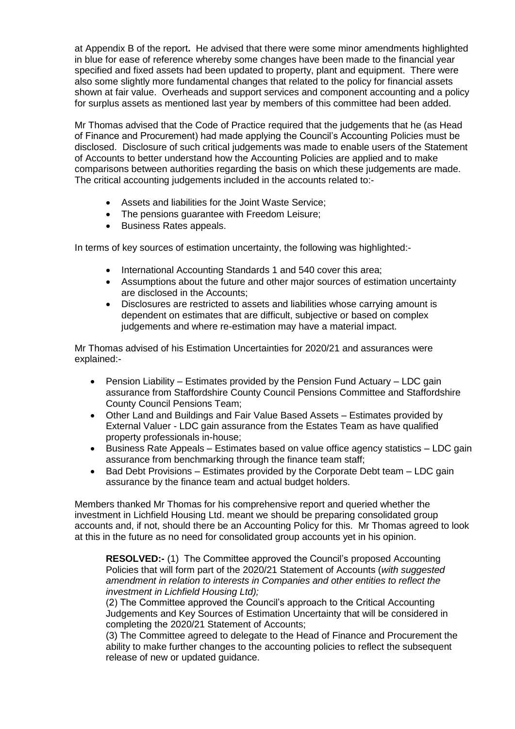at Appendix B of the report**.** He advised that there were some minor amendments highlighted in blue for ease of reference whereby some changes have been made to the financial year specified and fixed assets had been updated to property, plant and equipment. There were also some slightly more fundamental changes that related to the policy for financial assets shown at fair value. Overheads and support services and component accounting and a policy for surplus assets as mentioned last year by members of this committee had been added.

Mr Thomas advised that the Code of Practice required that the judgements that he (as Head of Finance and Procurement) had made applying the Council's Accounting Policies must be disclosed. Disclosure of such critical judgements was made to enable users of the Statement of Accounts to better understand how the Accounting Policies are applied and to make comparisons between authorities regarding the basis on which these judgements are made. The critical accounting judgements included in the accounts related to:-

- Assets and liabilities for the Joint Waste Service;
- The pensions guarantee with Freedom Leisure;
- Business Rates appeals.

In terms of key sources of estimation uncertainty, the following was highlighted:-

- International Accounting Standards 1 and 540 cover this area;
- Assumptions about the future and other major sources of estimation uncertainty are disclosed in the Accounts;
- Disclosures are restricted to assets and liabilities whose carrying amount is dependent on estimates that are difficult, subjective or based on complex judgements and where re-estimation may have a material impact.

Mr Thomas advised of his Estimation Uncertainties for 2020/21 and assurances were explained:-

- Pension Liability – Estimates provided by the Pension Fund Actuary – LDC gain assurance from Staffordshire County Council Pensions Committee and Staffordshire County Council Pensions Team;
- Other Land and Buildings and Fair Value Based Assets – Estimates provided by External Valuer - LDC gain assurance from the Estates Team as have qualified property professionals in-house;
- Business Rate Appeals – Estimates based on value office agency statistics – LDC gain assurance from benchmarking through the finance team staff;
- Bad Debt Provisions – Estimates provided by the Corporate Debt team – LDC gain assurance by the finance team and actual budget holders.

Members thanked Mr Thomas for his comprehensive report and queried whether the investment in Lichfield Housing Ltd. meant we should be preparing consolidated group accounts and, if not, should there be an Accounting Policy for this. Mr Thomas agreed to look at this in the future as no need for consolidated group accounts yet in his opinion.

> **RESOLVED:-** (1) The Committee approved the Council's proposed Accounting Policies that will form part of the 2020/21 Statement of Accounts (*with suggested amendment in relation to interests in Companies and other entities to reflect the investment in Lichfield Housing Ltd);*
>
> (2) The Committee approved the Council's approach to the Critical Accounting Judgements and Key Sources of Estimation Uncertainty that will be considered in completing the 2020/21 Statement of Accounts;
>
> (3) The Committee agreed to delegate to the Head of Finance and Procurement the ability to make further changes to the accounting policies to reflect the subsequent release of new or updated guidance.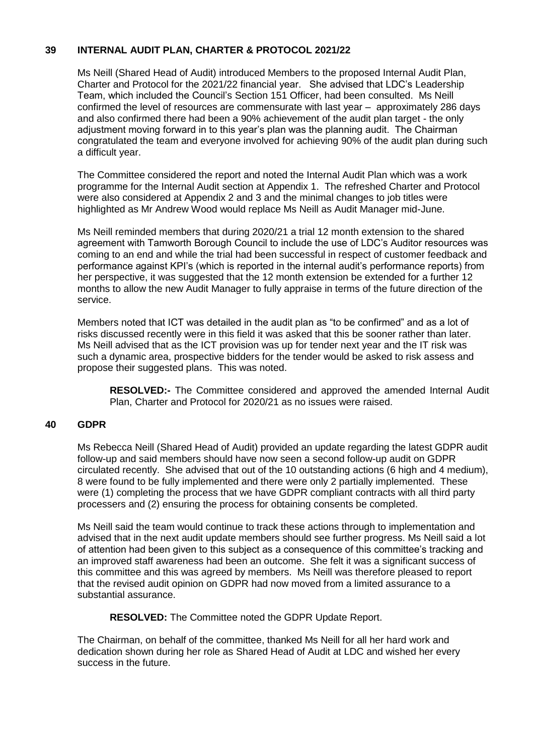## 39 INTERNAL AUDIT PLAN, CHARTER & PROTOCOL 2021/22

Ms Neill (Shared Head of Audit) introduced Members to the proposed Internal Audit Plan, Charter and Protocol for the 2021/22 financial year. She advised that LDC's Leadership Team, which included the Council's Section 151 Officer, had been consulted. Ms Neill confirmed the level of resources are commensurate with last year – approximately 286 days and also confirmed there had been a 90% achievement of the audit plan target - the only adjustment moving forward in to this year's plan was the planning audit. The Chairman congratulated the team and everyone involved for achieving 90% of the audit plan during such a difficult year.

The Committee considered the report and noted the Internal Audit Plan which was a work programme for the Internal Audit section at Appendix 1. The refreshed Charter and Protocol were also considered at Appendix 2 and 3 and the minimal changes to job titles were highlighted as Mr Andrew Wood would replace Ms Neill as Audit Manager mid-June.

Ms Neill reminded members that during 2020/21 a trial 12 month extension to the shared agreement with Tamworth Borough Council to include the use of LDC's Auditor resources was coming to an end and while the trial had been successful in respect of customer feedback and performance against KPI's (which is reported in the internal audit's performance reports) from her perspective, it was suggested that the 12 month extension be extended for a further 12 months to allow the new Audit Manager to fully appraise in terms of the future direction of the service.

Members noted that ICT was detailed in the audit plan as "to be confirmed" and as a lot of risks discussed recently were in this field it was asked that this be sooner rather than later. Ms Neill advised that as the ICT provision was up for tender next year and the IT risk was such a dynamic area, prospective bidders for the tender would be asked to risk assess and propose their suggested plans. This was noted.

> **RESOLVED:-** The Committee considered and approved the amended Internal Audit Plan, Charter and Protocol for 2020/21 as no issues were raised.

## 40 GDPR

Ms Rebecca Neill (Shared Head of Audit) provided an update regarding the latest GDPR audit follow-up and said members should have now seen a second follow-up audit on GDPR circulated recently. She advised that out of the 10 outstanding actions (6 high and 4 medium), 8 were found to be fully implemented and there were only 2 partially implemented. These were (1) completing the process that we have GDPR compliant contracts with all third party processers and (2) ensuring the process for obtaining consents be completed.

Ms Neill said the team would continue to track these actions through to implementation and advised that in the next audit update members should see further progress. Ms Neill said a lot of attention had been given to this subject as a consequence of this committee's tracking and an improved staff awareness had been an outcome. She felt it was a significant success of this committee and this was agreed by members. Ms Neill was therefore pleased to report that the revised audit opinion on GDPR had now moved from a limited assurance to a substantial assurance.

> **RESOLVED:** The Committee noted the GDPR Update Report.

The Chairman, on behalf of the committee, thanked Ms Neill for all her hard work and dedication shown during her role as Shared Head of Audit at LDC and wished her every success in the future.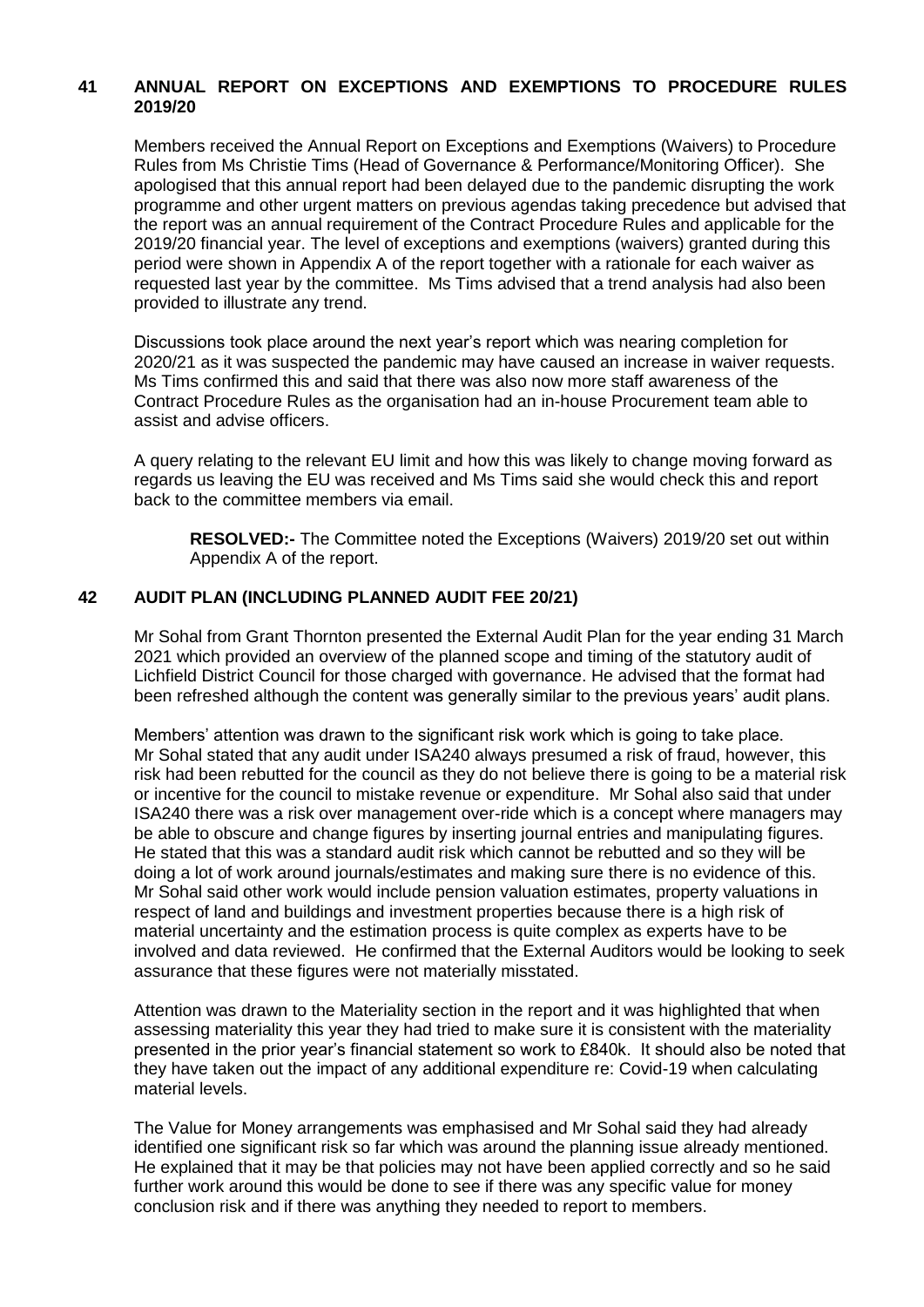## 41 ANNUAL REPORT ON EXCEPTIONS AND EXEMPTIONS TO PROCEDURE RULES 2019/20

Members received the Annual Report on Exceptions and Exemptions (Waivers) to Procedure Rules from Ms Christie Tims (Head of Governance & Performance/Monitoring Officer). She apologised that this annual report had been delayed due to the pandemic disrupting the work programme and other urgent matters on previous agendas taking precedence but advised that the report was an annual requirement of the Contract Procedure Rules and applicable for the 2019/20 financial year. The level of exceptions and exemptions (waivers) granted during this period were shown in Appendix A of the report together with a rationale for each waiver as requested last year by the committee. Ms Tims advised that a trend analysis had also been provided to illustrate any trend.

Discussions took place around the next year's report which was nearing completion for 2020/21 as it was suspected the pandemic may have caused an increase in waiver requests. Ms Tims confirmed this and said that there was also now more staff awareness of the Contract Procedure Rules as the organisation had an in-house Procurement team able to assist and advise officers.

A query relating to the relevant EU limit and how this was likely to change moving forward as regards us leaving the EU was received and Ms Tims said she would check this and report back to the committee members via email.

> **RESOLVED:-** The Committee noted the Exceptions (Waivers) 2019/20 set out within Appendix A of the report.

## 42 AUDIT PLAN (INCLUDING PLANNED AUDIT FEE 20/21)

Mr Sohal from Grant Thornton presented the External Audit Plan for the year ending 31 March 2021 which provided an overview of the planned scope and timing of the statutory audit of Lichfield District Council for those charged with governance. He advised that the format had been refreshed although the content was generally similar to the previous years' audit plans.

Members' attention was drawn to the significant risk work which is going to take place. Mr Sohal stated that any audit under ISA240 always presumed a risk of fraud, however, this risk had been rebutted for the council as they do not believe there is going to be a material risk or incentive for the council to mistake revenue or expenditure. Mr Sohal also said that under ISA240 there was a risk over management over-ride which is a concept where managers may be able to obscure and change figures by inserting journal entries and manipulating figures. He stated that this was a standard audit risk which cannot be rebutted and so they will be doing a lot of work around journals/estimates and making sure there is no evidence of this. Mr Sohal said other work would include pension valuation estimates, property valuations in respect of land and buildings and investment properties because there is a high risk of material uncertainty and the estimation process is quite complex as experts have to be involved and data reviewed. He confirmed that the External Auditors would be looking to seek assurance that these figures were not materially misstated.

Attention was drawn to the Materiality section in the report and it was highlighted that when assessing materiality this year they had tried to make sure it is consistent with the materiality presented in the prior year's financial statement so work to £840k. It should also be noted that they have taken out the impact of any additional expenditure re: Covid-19 when calculating material levels.

The Value for Money arrangements was emphasised and Mr Sohal said they had already identified one significant risk so far which was around the planning issue already mentioned. He explained that it may be that policies may not have been applied correctly and so he said further work around this would be done to see if there was any specific value for money conclusion risk and if there was anything they needed to report to members.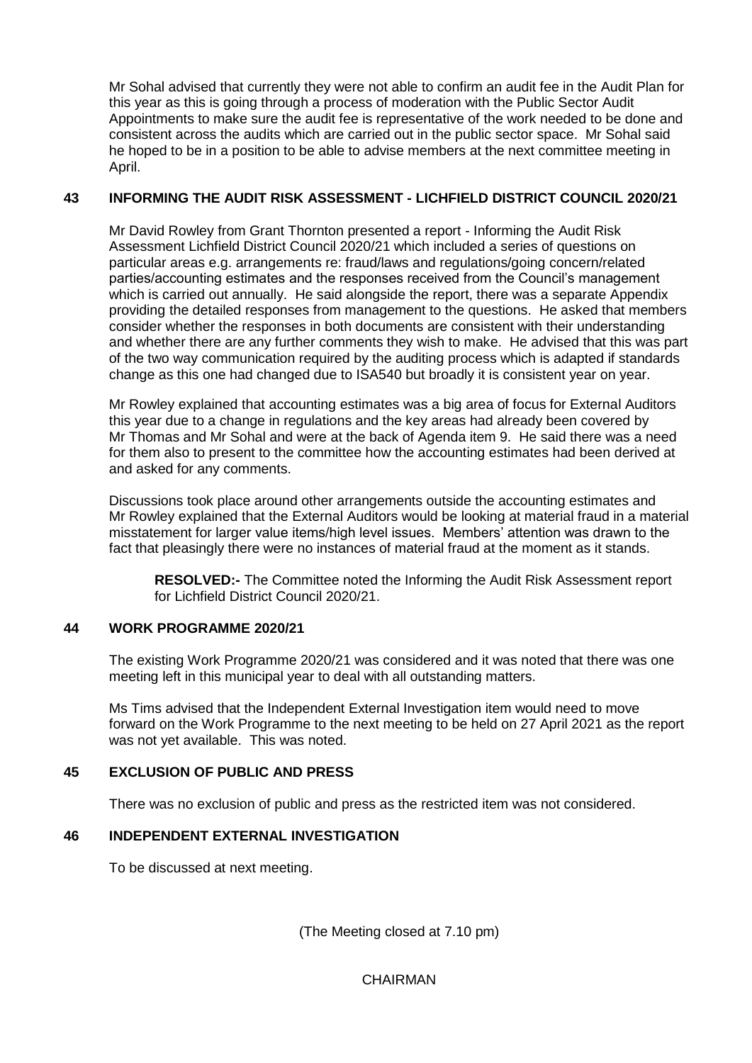Mr Sohal advised that currently they were not able to confirm an audit fee in the Audit Plan for this year as this is going through a process of moderation with the Public Sector Audit Appointments to make sure the audit fee is representative of the work needed to be done and consistent across the audits which are carried out in the public sector space. Mr Sohal said he hoped to be in a position to be able to advise members at the next committee meeting in April.

## 43 INFORMING THE AUDIT RISK ASSESSMENT - LICHFIELD DISTRICT COUNCIL 2020/21

Mr David Rowley from Grant Thornton presented a report - Informing the Audit Risk Assessment Lichfield District Council 2020/21 which included a series of questions on particular areas e.g. arrangements re: fraud/laws and regulations/going concern/related parties/accounting estimates and the responses received from the Council's management which is carried out annually. He said alongside the report, there was a separate Appendix providing the detailed responses from management to the questions. He asked that members consider whether the responses in both documents are consistent with their understanding and whether there are any further comments they wish to make. He advised that this was part of the two way communication required by the auditing process which is adapted if standards change as this one had changed due to ISA540 but broadly it is consistent year on year.

Mr Rowley explained that accounting estimates was a big area of focus for External Auditors this year due to a change in regulations and the key areas had already been covered by Mr Thomas and Mr Sohal and were at the back of Agenda item 9. He said there was a need for them also to present to the committee how the accounting estimates had been derived at and asked for any comments.

Discussions took place around other arrangements outside the accounting estimates and Mr Rowley explained that the External Auditors would be looking at material fraud in a material misstatement for larger value items/high level issues. Members' attention was drawn to the fact that pleasingly there were no instances of material fraud at the moment as it stands.

**RESOLVED:-** The Committee noted the Informing the Audit Risk Assessment report for Lichfield District Council 2020/21.

## 44 WORK PROGRAMME 2020/21

The existing Work Programme 2020/21 was considered and it was noted that there was one meeting left in this municipal year to deal with all outstanding matters.

Ms Tims advised that the Independent External Investigation item would need to move forward on the Work Programme to the next meeting to be held on 27 April 2021 as the report was not yet available. This was noted.

## 45 EXCLUSION OF PUBLIC AND PRESS

There was no exclusion of public and press as the restricted item was not considered.

## 46 INDEPENDENT EXTERNAL INVESTIGATION

To be discussed at next meeting.

(The Meeting closed at 7.10 pm)

CHAIRMAN